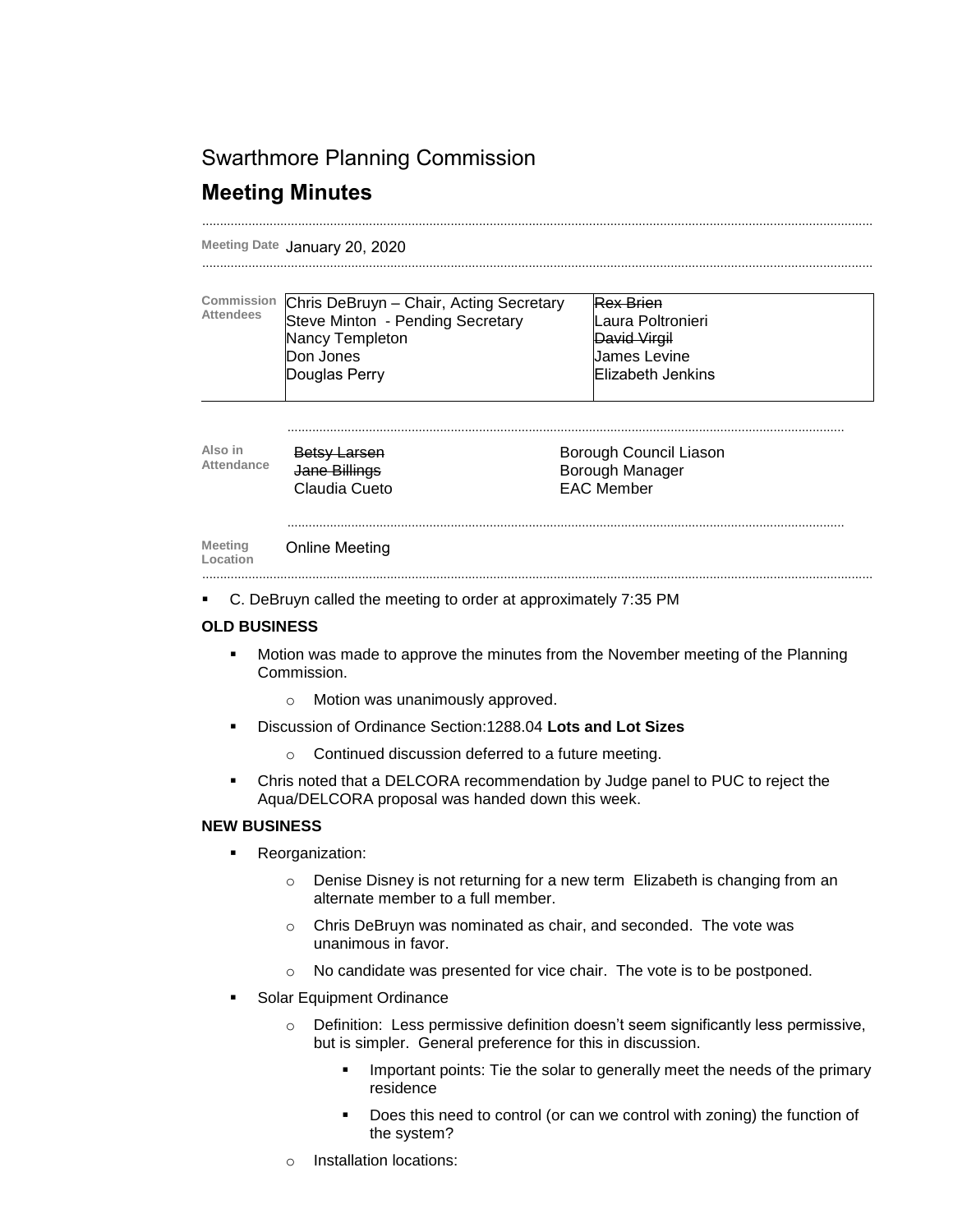# Swarthmore Planning Commission

## Meeting Minutes

**Meeting Date** January 20, 2020

| Commission Attendees | | |
|---|---|---|
| | Chris DeBruyn – Chair, Acting Secretary | ~~Rex Brien~~ |
| | Steve Minton - Pending Secretary | Laura Poltronieri |
| | Nancy Templeton | ~~David Virgil~~ |
| | Don Jones | James Levine |
| | Douglas Perry | Elizabeth Jenkins |

| Also in Attendance | | |
|---|---|---|
| | ~~Betsy Larsen~~ | Borough Council Liason |
| | ~~Jane Billings~~ | Borough Manager |
| | Claudia Cueto | EAC Member |

**Meeting Location** Online Meeting

- C. DeBruyn called the meeting to order at approximately 7:35 PM

**OLD BUSINESS**

- Motion was made to approve the minutes from the November meeting of the Planning Commission.
  - Motion was unanimously approved.
- Discussion of Ordinance Section:1288.04 **Lots and Lot Sizes**
  - Continued discussion deferred to a future meeting.
- Chris noted that a DELCORA recommendation by Judge panel to PUC to reject the Aqua/DELCORA proposal was handed down this week.

**NEW BUSINESS**

- Reorganization:
  - Denise Disney is not returning for a new term Elizabeth is changing from an alternate member to a full member.
  - Chris DeBruyn was nominated as chair, and seconded. The vote was unanimous in favor.
  - No candidate was presented for vice chair. The vote is to be postponed.
- Solar Equipment Ordinance
  - Definition: Less permissive definition doesn't seem significantly less permissive, but is simpler. General preference for this in discussion.
    - Important points: Tie the solar to generally meet the needs of the primary residence
    - Does this need to control (or can we control with zoning) the function of the system?
  - Installation locations: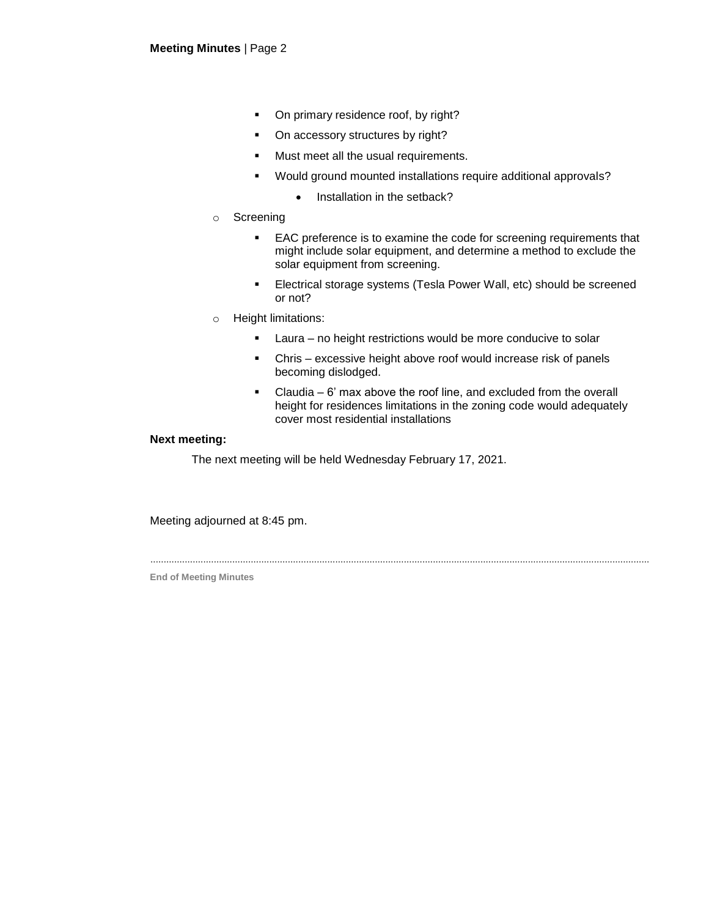- On primary residence roof, by right?
        - On accessory structures by right?
        - Must meet all the usual requirements.
        - Would ground mounted installations require additional approvals?
            - Installation in the setback?
    - Screening
        - EAC preference is to examine the code for screening requirements that might include solar equipment, and determine a method to exclude the solar equipment from screening.
        - Electrical storage systems (Tesla Power Wall, etc) should be screened or not?
    - Height limitations:
        - Laura – no height restrictions would be more conducive to solar
        - Chris – excessive height above roof would increase risk of panels becoming dislodged.
        - Claudia – 6' max above the roof line, and excluded from the overall height for residences limitations in the zoning code would adequately cover most residential installations

**Next meeting:**

The next meeting will be held Wednesday February 17, 2021.

Meeting adjourned at 8:45 pm.

---

**End of Meeting Minutes**